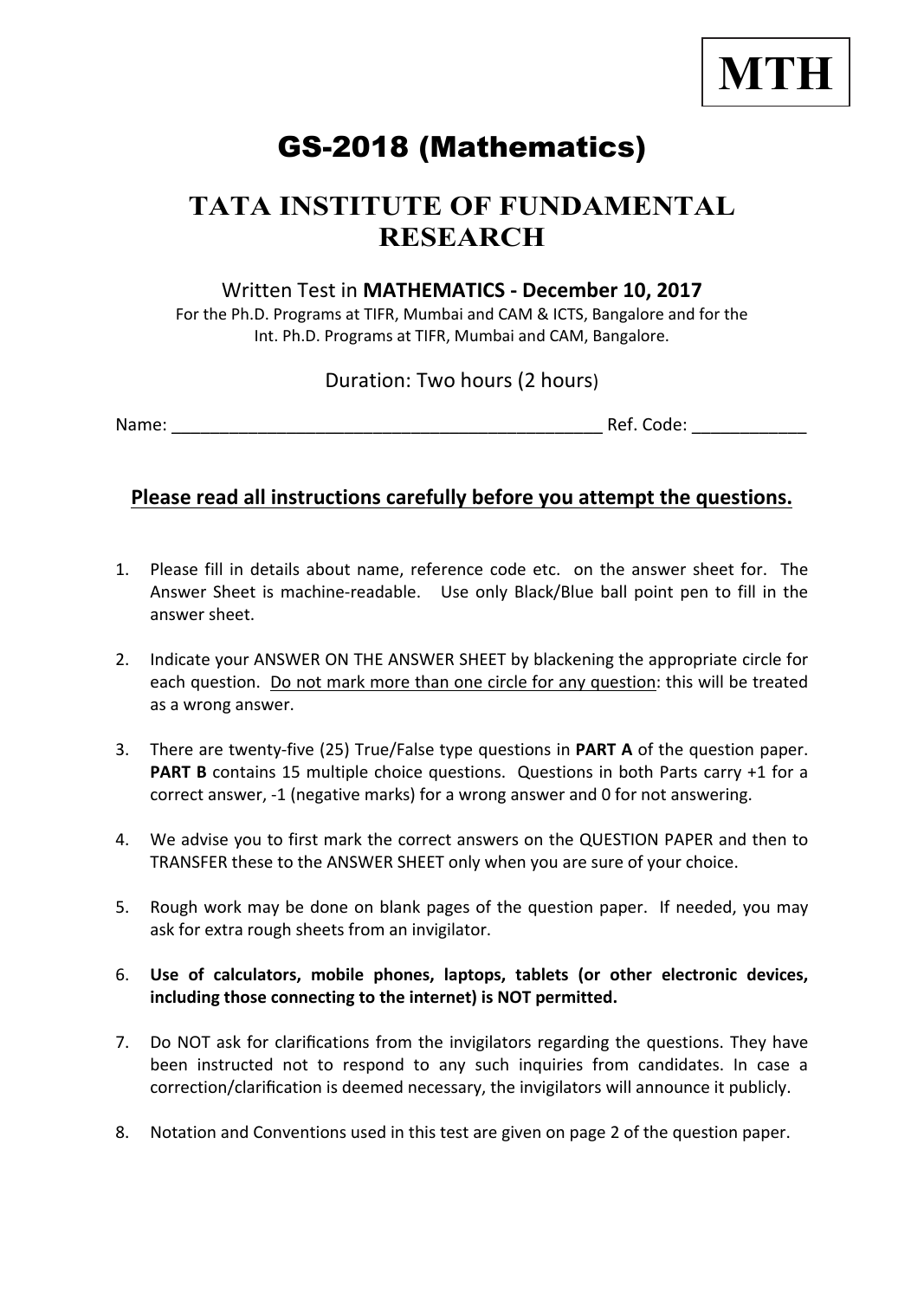**MTH**

# GS-2018 (Mathematics)

## TATA INSTITUTE OF FUNDAMENTAL RESEARCH

Written Test in **MATHEMATICS - December 10, 2017**

For the Ph.D. Programs at TIFR, Mumbai and CAM & ICTS, Bangalore and for the Int. Ph.D. Programs at TIFR, Mumbai and CAM, Bangalore.

Duration: Two hours (2 hours)

Name: ____________________________________________ Ref. Code: ___________

### Please read all instructions carefully before you attempt the questions.

1. Please fill in details about name, reference code etc. on the answer sheet for. The Answer Sheet is machine-readable. Use only Black/Blue ball point pen to fill in the answer sheet.
2. Indicate your ANSWER ON THE ANSWER SHEET by blackening the appropriate circle for each question. Do not mark more than one circle for any question: this will be treated as a wrong answer.
3. There are twenty-five (25) True/False type questions in **PART A** of the question paper. **PART B** contains 15 multiple choice questions. Questions in both Parts carry +1 for a correct answer, -1 (negative marks) for a wrong answer and 0 for not answering.
4. We advise you to first mark the correct answers on the QUESTION PAPER and then to TRANSFER these to the ANSWER SHEET only when you are sure of your choice.
5. Rough work may be done on blank pages of the question paper. If needed, you may ask for extra rough sheets from an invigilator.
6. **Use of calculators, mobile phones, laptops, tablets (or other electronic devices, including those connecting to the internet) is NOT permitted.**
7. Do NOT ask for clarifications from the invigilators regarding the questions. They have been instructed not to respond to any such inquiries from candidates. In case a correction/clarification is deemed necessary, the invigilators will announce it publicly.
8. Notation and Conventions used in this test are given on page 2 of the question paper.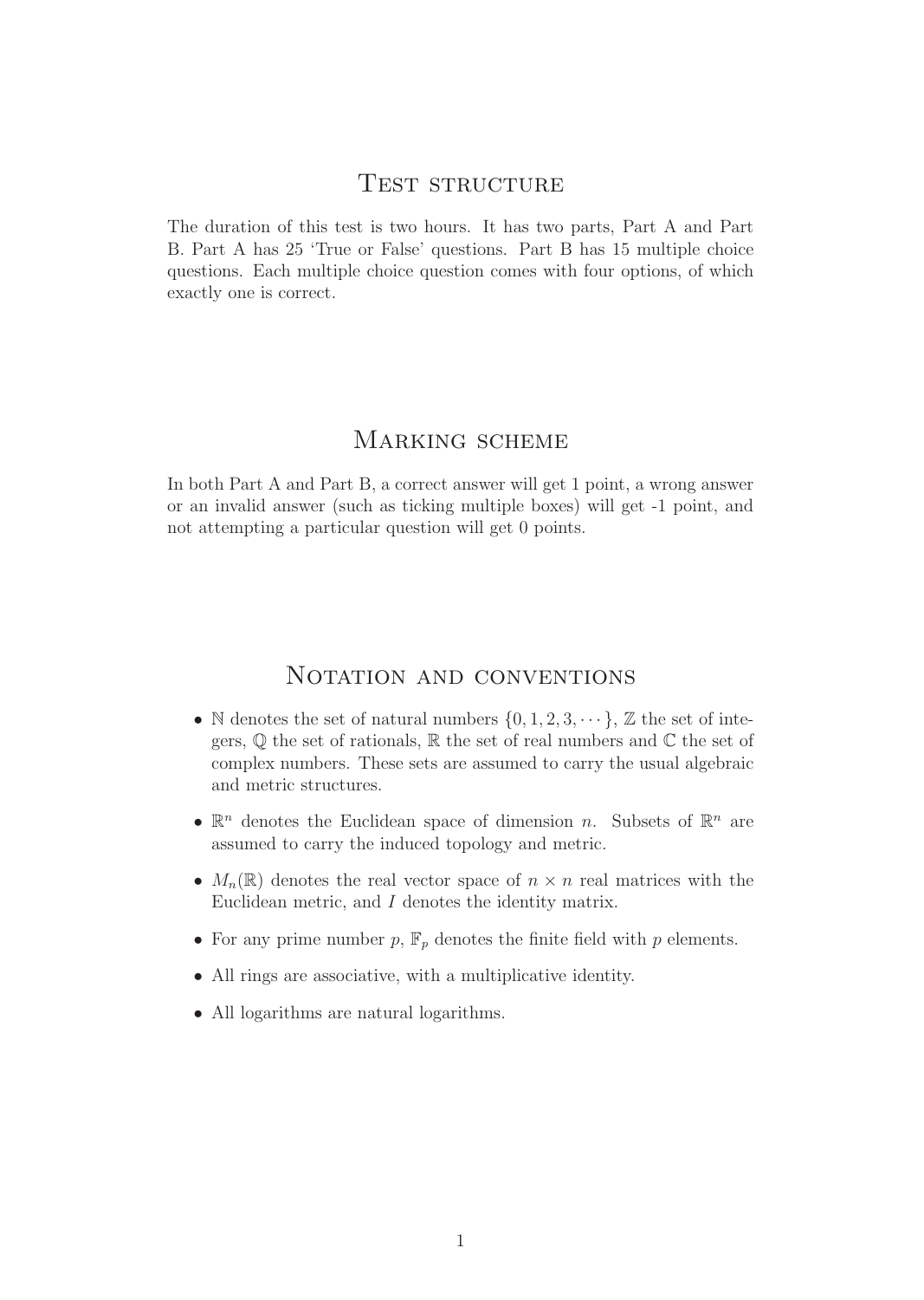# Test structure

The duration of this test is two hours. It has two parts, Part A and Part B. Part A has 25 'True or False' questions. Part B has 15 multiple choice questions. Each multiple choice question comes with four options, of which exactly one is correct.

# Marking scheme

In both Part A and Part B, a correct answer will get 1 point, a wrong answer or an invalid answer (such as ticking multiple boxes) will get -1 point, and not attempting a particular question will get 0 points.

# Notation and conventions

- $\mathbb{N}$ denotes the set of natural numbers $\{0, 1, 2, 3, \cdots\}$, $\mathbb{Z}$ the set of integers, $\mathbb{Q}$ the set of rationals, $\mathbb{R}$ the set of real numbers and $\mathbb{C}$ the set of complex numbers. These sets are assumed to carry the usual algebraic and metric structures.
- $\mathbb{R}^n$ denotes the Euclidean space of dimension $n$. Subsets of $\mathbb{R}^n$ are assumed to carry the induced topology and metric.
- $M_n(\mathbb{R})$ denotes the real vector space of $n \times n$ real matrices with the Euclidean metric, and $I$ denotes the identity matrix.
- For any prime number $p$, $\mathbb{F}_p$ denotes the finite field with $p$ elements.
- All rings are associative, with a multiplicative identity.
- All logarithms are natural logarithms.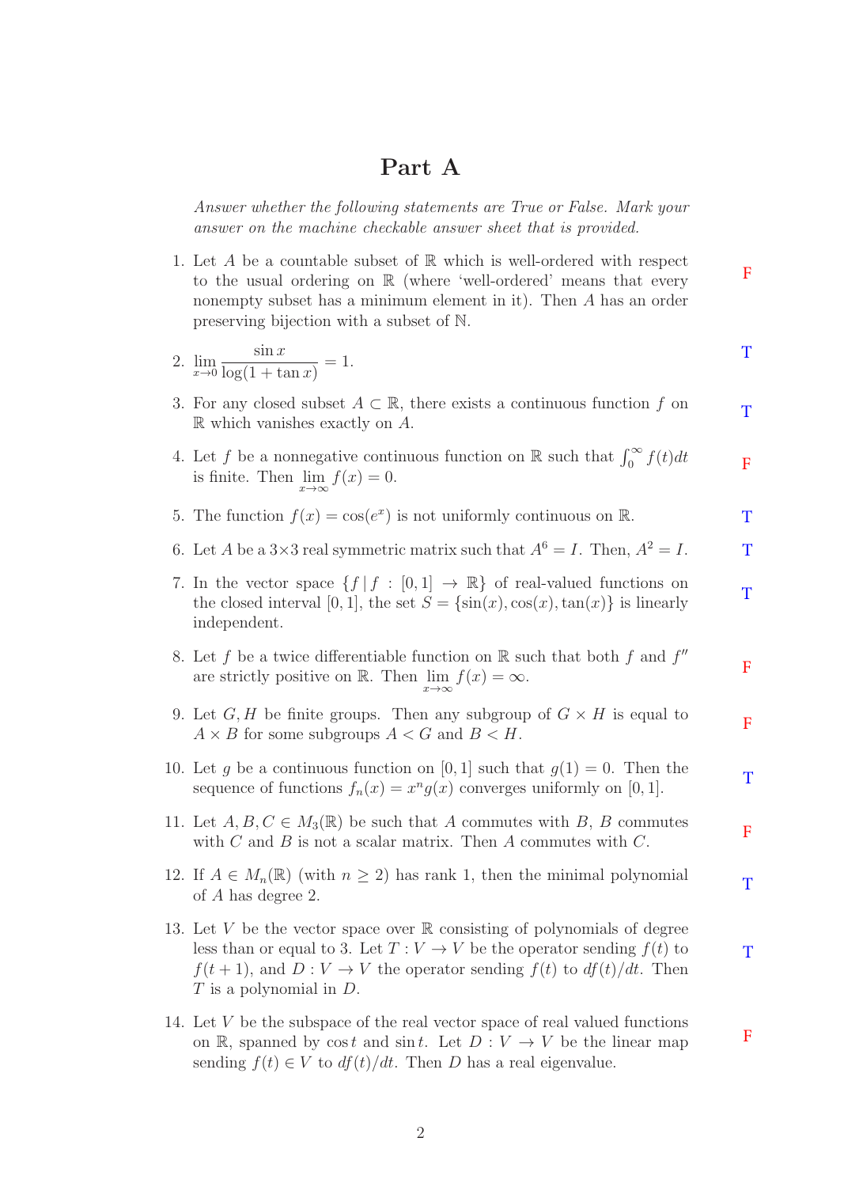# Part A

*Answer whether the following statements are True or False. Mark your answer on the machine checkable answer sheet that is provided.*

1. Let $A$ be a countable subset of $\mathbb{R}$ which is well-ordered with respect to the usual ordering on $\mathbb{R}$ (where 'well-ordered' means that every nonempty subset has a minimum element in it). Then $A$ has an order preserving bijection with a subset of $\mathbb{N}$. F

2. $\lim_{x \to 0} \dfrac{\sin x}{\log(1 + \tan x)} = 1$. T

3. For any closed subset $A \subset \mathbb{R}$, there exists a continuous function $f$ on $\mathbb{R}$ which vanishes exactly on $A$. T

4. Let $f$ be a nonnegative continuous function on $\mathbb{R}$ such that $\int_0^\infty f(t)dt$ is finite. Then $\lim_{x \to \infty} f(x) = 0$. F

5. The function $f(x) = \cos(e^x)$ is not uniformly continuous on $\mathbb{R}$. T

6. Let $A$ be a $3 \times 3$ real symmetric matrix such that $A^6 = I$. Then, $A^2 = I$. T

7. In the vector space $\{f \,|\, f : [0, 1] \to \mathbb{R}\}$ of real-valued functions on the closed interval $[0, 1]$, the set $S = \{\sin(x), \cos(x), \tan(x)\}$ is linearly independent. T

8. Let $f$ be a twice differentiable function on $\mathbb{R}$ such that both $f$ and $f''$ are strictly positive on $\mathbb{R}$. Then $\lim_{x \to \infty} f(x) = \infty$. F

9. Let $G, H$ be finite groups. Then any subgroup of $G \times H$ is equal to $A \times B$ for some subgroups $A < G$ and $B < H$. F

10. Let $g$ be a continuous function on $[0, 1]$ such that $g(1) = 0$. Then the sequence of functions $f_n(x) = x^n g(x)$ converges uniformly on $[0, 1]$. T

11. Let $A, B, C \in M_3(\mathbb{R})$ be such that $A$ commutes with $B$, $B$ commutes with $C$ and $B$ is not a scalar matrix. Then $A$ commutes with $C$. F

12. If $A \in M_n(\mathbb{R})$ (with $n \geq 2$) has rank 1, then the minimal polynomial of $A$ has degree 2. T

13. Let $V$ be the vector space over $\mathbb{R}$ consisting of polynomials of degree less than or equal to 3. Let $T : V \to V$ be the operator sending $f(t)$ to $f(t + 1)$, and $D : V \to V$ the operator sending $f(t)$ to $df(t)/dt$. Then $T$ is a polynomial in $D$. T

14. Let $V$ be the subspace of the real vector space of real valued functions on $\mathbb{R}$, spanned by $\cos t$ and $\sin t$. Let $D : V \to V$ be the linear map sending $f(t) \in V$ to $df(t)/dt$. Then $D$ has a real eigenvalue. F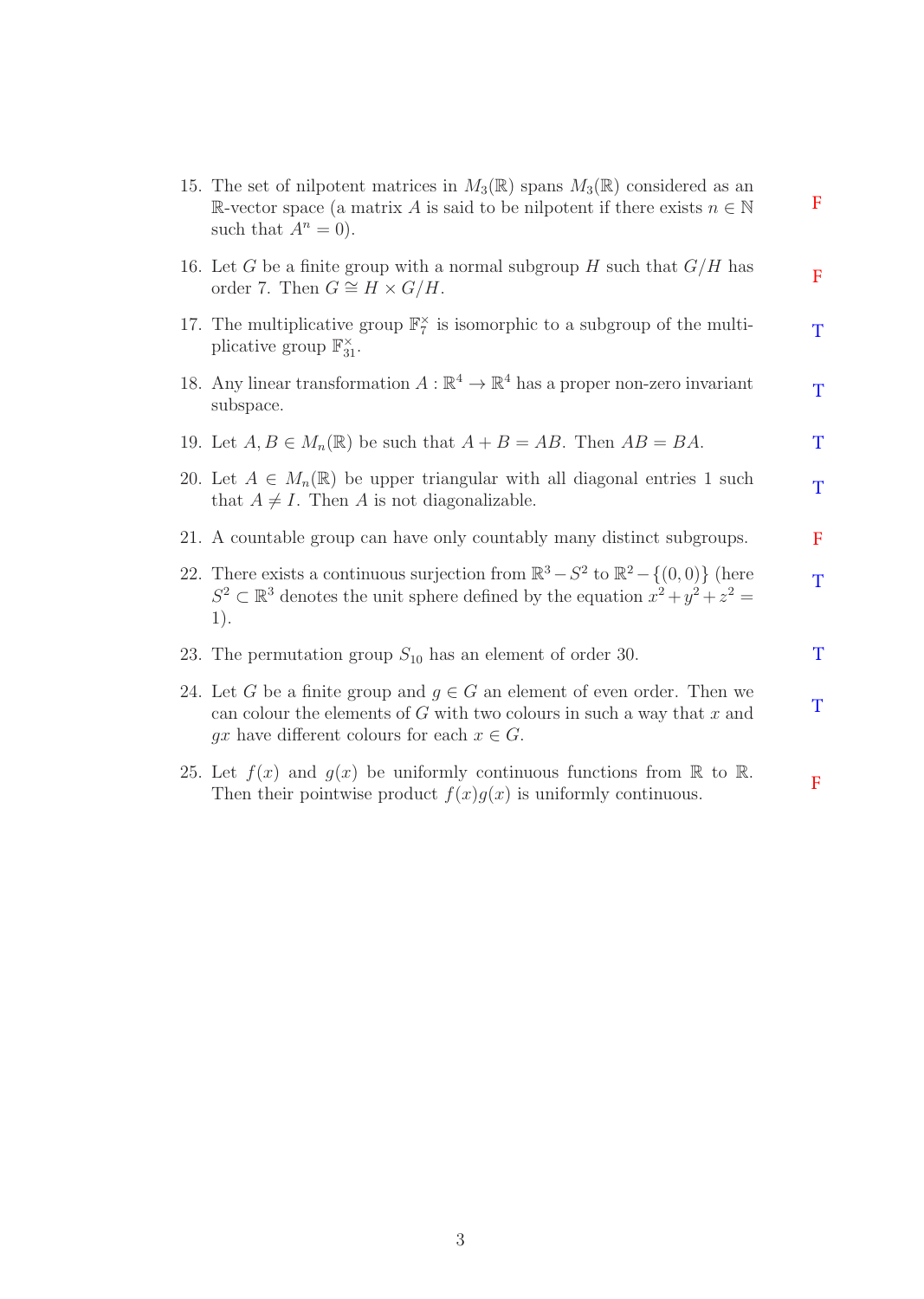15. The set of nilpotent matrices in $M_3(\mathbb{R})$ spans $M_3(\mathbb{R})$ considered as an $\mathbb{R}$-vector space (a matrix $A$ is said to be nilpotent if there exists $n \in \mathbb{N}$ such that $A^n = 0$). F

16. Let $G$ be a finite group with a normal subgroup $H$ such that $G/H$ has order 7. Then $G \cong H \times G/H$. F

17. The multiplicative group $\mathbb{F}_7^\times$ is isomorphic to a subgroup of the multiplicative group $\mathbb{F}_{31}^\times$. T

18. Any linear transformation $A : \mathbb{R}^4 \to \mathbb{R}^4$ has a proper non-zero invariant subspace. T

19. Let $A, B \in M_n(\mathbb{R})$ be such that $A + B = AB$. Then $AB = BA$. T

20. Let $A \in M_n(\mathbb{R})$ be upper triangular with all diagonal entries 1 such that $A \neq I$. Then $A$ is not diagonalizable. T

21. A countable group can have only countably many distinct subgroups. F

22. There exists a continuous surjection from $\mathbb{R}^3 - S^2$ to $\mathbb{R}^2 - \{(0,0)\}$ (here $S^2 \subset \mathbb{R}^3$ denotes the unit sphere defined by the equation $x^2 + y^2 + z^2 = 1$). T

23. The permutation group $S_{10}$ has an element of order 30. T

24. Let $G$ be a finite group and $g \in G$ an element of even order. Then we can colour the elements of $G$ with two colours in such a way that $x$ and $gx$ have different colours for each $x \in G$. T

25. Let $f(x)$ and $g(x)$ be uniformly continuous functions from $\mathbb{R}$ to $\mathbb{R}$. Then their pointwise product $f(x)g(x)$ is uniformly continuous. F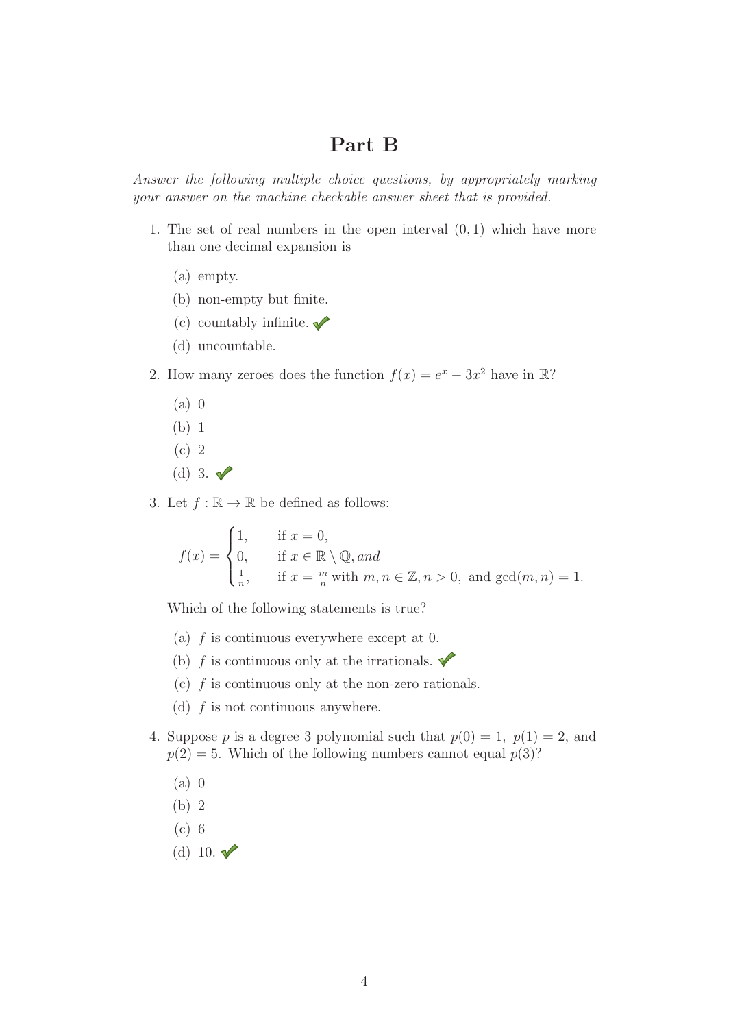# Part B

*Answer the following multiple choice questions, by appropriately marking your answer on the machine checkable answer sheet that is provided.*

1. The set of real numbers in the open interval $(0, 1)$ which have more than one decimal expansion is

   (a) empty.

   (b) non-empty but finite.

   (c) countably infinite. ✔

   (d) uncountable.

2. How many zeroes does the function $f(x) = e^x - 3x^2$ have in $\mathbb{R}$?

   (a) 0

   (b) 1

   (c) 2

   (d) 3. ✔

3. Let $f : \mathbb{R} \to \mathbb{R}$ be defined as follows:

$$f(x) = \begin{cases} 1, & \text{if } x = 0, \\ 0, & \text{if } x \in \mathbb{R} \setminus \mathbb{Q}, \textit{and} \\ \frac{1}{n}, & \text{if } x = \frac{m}{n} \text{ with } m, n \in \mathbb{Z}, n > 0, \text{ and } \gcd(m, n) = 1. \end{cases}$$

   Which of the following statements is true?

   (a) $f$ is continuous everywhere except at 0.

   (b) $f$ is continuous only at the irrationals. ✔

   (c) $f$ is continuous only at the non-zero rationals.

   (d) $f$ is not continuous anywhere.

4. Suppose $p$ is a degree 3 polynomial such that $p(0) = 1$, $p(1) = 2$, and $p(2) = 5$. Which of the following numbers cannot equal $p(3)$?

   (a) 0

   (b) 2

   (c) 6

   (d) 10. ✔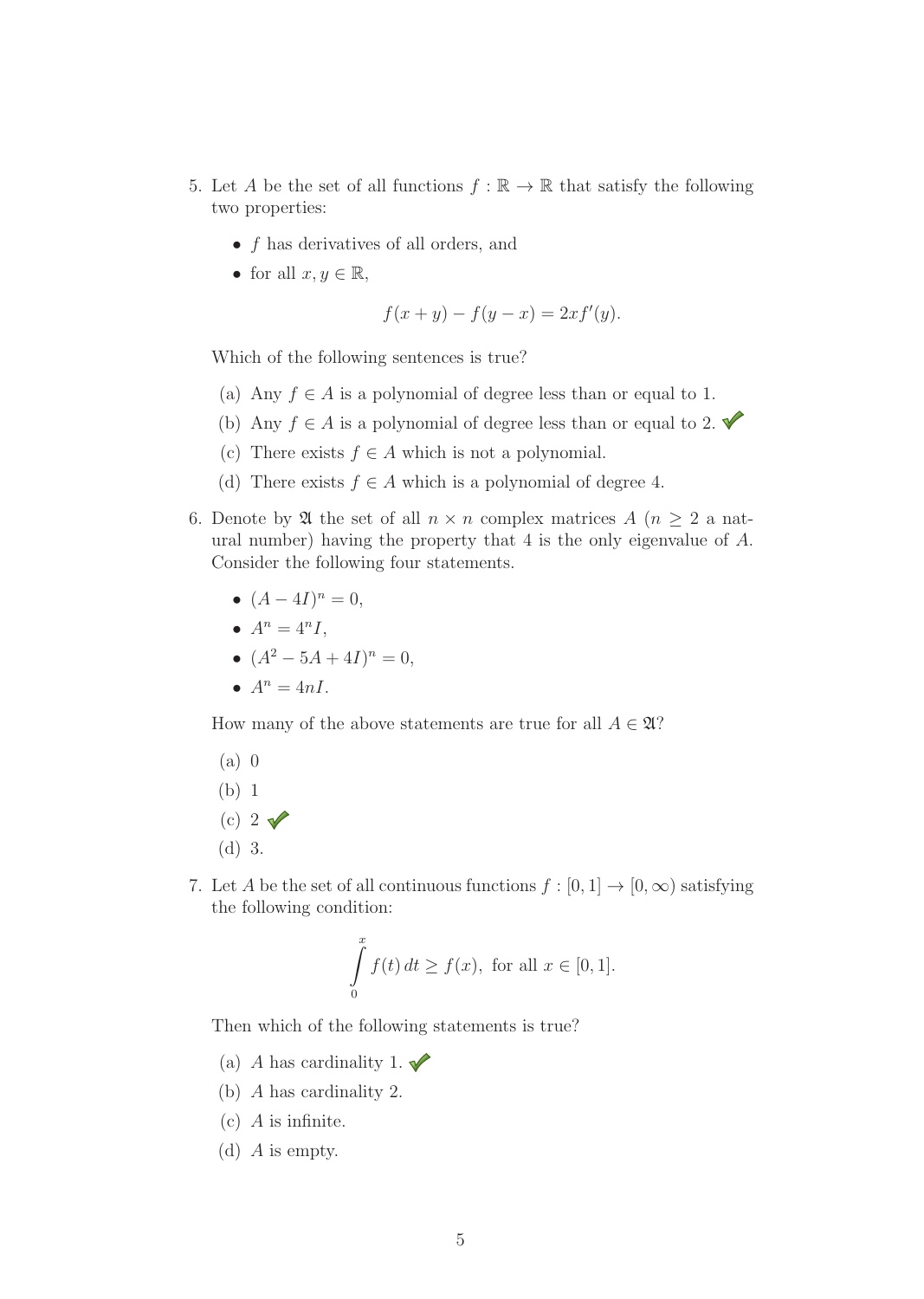5. Let $A$ be the set of all functions $f : \mathbb{R} \to \mathbb{R}$ that satisfy the following two properties:

   - $f$ has derivatives of all orders, and
   - for all $x, y \in \mathbb{R}$,

   $$f(x + y) - f(y - x) = 2xf'(y).$$

   Which of the following sentences is true?

   (a) Any $f \in A$ is a polynomial of degree less than or equal to 1.

   (b) Any $f \in A$ is a polynomial of degree less than or equal to 2. ✓

   (c) There exists $f \in A$ which is not a polynomial.

   (d) There exists $f \in A$ which is a polynomial of degree 4.

6. Denote by $\mathfrak{A}$ the set of all $n \times n$ complex matrices $A$ ($n \geq 2$ a natural number) having the property that 4 is the only eigenvalue of $A$. Consider the following four statements.

   - $(A - 4I)^n = 0$,
   - $A^n = 4^n I$,
   - $(A^2 - 5A + 4I)^n = 0$,
   - $A^n = 4nI$.

   How many of the above statements are true for all $A \in \mathfrak{A}$?

   (a) 0

   (b) 1

   (c) 2 ✓

   (d) 3.

7. Let $A$ be the set of all continuous functions $f : [0, 1] \to [0, \infty)$ satisfying the following condition:

   $$\int_0^x f(t)\, dt \geq f(x), \text{ for all } x \in [0, 1].$$

   Then which of the following statements is true?

   (a) $A$ has cardinality 1. ✓

   (b) $A$ has cardinality 2.

   (c) $A$ is infinite.

   (d) $A$ is empty.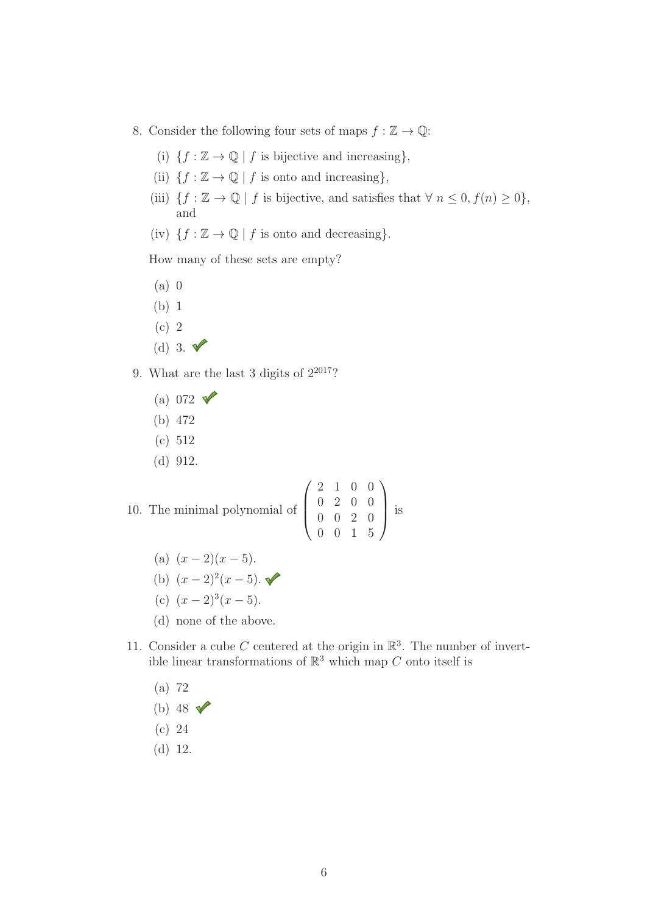8. Consider the following four sets of maps $f : \mathbb{Z} \to \mathbb{Q}$:

   (i) $\{f : \mathbb{Z} \to \mathbb{Q} \mid f \text{ is bijective and increasing}\}$,

   (ii) $\{f : \mathbb{Z} \to \mathbb{Q} \mid f \text{ is onto and increasing}\}$,

   (iii) $\{f : \mathbb{Z} \to \mathbb{Q} \mid f \text{ is bijective, and satisfies that } \forall\, n \leq 0, f(n) \geq 0\}$, and

   (iv) $\{f : \mathbb{Z} \to \mathbb{Q} \mid f \text{ is onto and decreasing}\}$.

   How many of these sets are empty?

   (a) 0

   (b) 1

   (c) 2

   (d) 3. ✓

9. What are the last 3 digits of $2^{2017}$?

   (a) 072 ✓

   (b) 472

   (c) 512

   (d) 912.

10. The minimal polynomial of $\begin{pmatrix} 2 & 1 & 0 & 0 \\ 0 & 2 & 0 & 0 \\ 0 & 0 & 2 & 0 \\ 0 & 0 & 1 & 5 \end{pmatrix}$ is

    (a) $(x-2)(x-5)$.

    (b) $(x-2)^2(x-5)$. ✓

    (c) $(x-2)^3(x-5)$.

    (d) none of the above.

11. Consider a cube $C$ centered at the origin in $\mathbb{R}^3$. The number of invertible linear transformations of $\mathbb{R}^3$ which map $C$ onto itself is

    (a) 72

    (b) 48 ✓

    (c) 24

    (d) 12.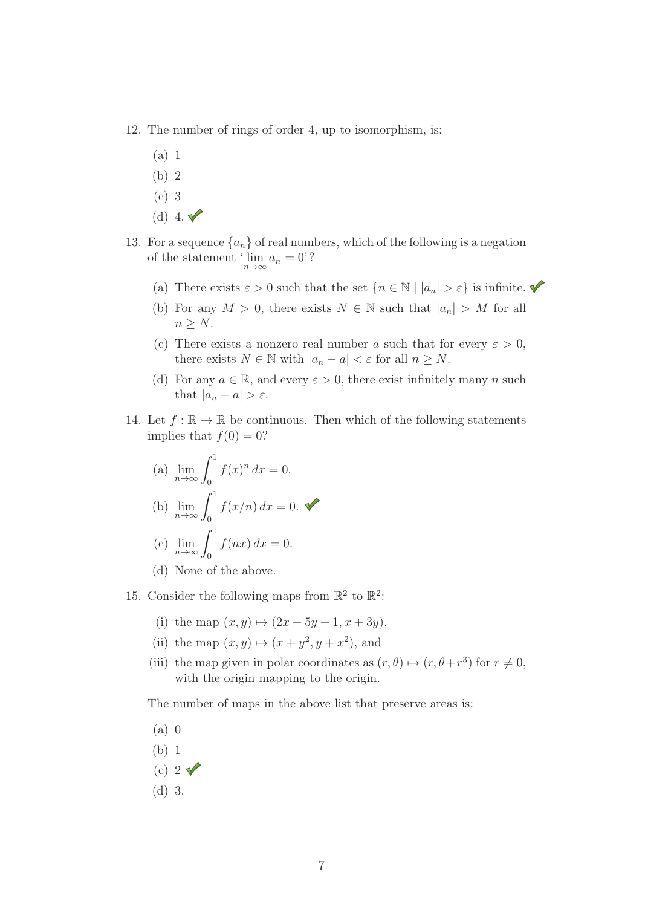12. The number of rings of order 4, up to isomorphism, is:

    (a) 1

    (b) 2

    (c) 3

    (d) 4. ✓

13. For a sequence $\{a_n\}$ of real numbers, which of the following is a negation of the statement '$\lim_{n\to\infty} a_n = 0$'?

    (a) There exists $\varepsilon > 0$ such that the set $\{n \in \mathbb{N} \mid |a_n| > \varepsilon\}$ is infinite. ✓

    (b) For any $M > 0$, there exists $N \in \mathbb{N}$ such that $|a_n| > M$ for all $n \geq N$.

    (c) There exists a nonzero real number $a$ such that for every $\varepsilon > 0$, there exists $N \in \mathbb{N}$ with $|a_n - a| < \varepsilon$ for all $n \geq N$.

    (d) For any $a \in \mathbb{R}$, and every $\varepsilon > 0$, there exist infinitely many $n$ such that $|a_n - a| > \varepsilon$.

14. Let $f : \mathbb{R} \to \mathbb{R}$ be continuous. Then which of the following statements implies that $f(0) = 0$?

    (a) $\lim_{n\to\infty} \int_0^1 f(x)^n \, dx = 0.$

    (b) $\lim_{n\to\infty} \int_0^1 f(x/n) \, dx = 0.$ ✓

    (c) $\lim_{n\to\infty} \int_0^1 f(nx) \, dx = 0.$

    (d) None of the above.

15. Consider the following maps from $\mathbb{R}^2$ to $\mathbb{R}^2$:

    (i) the map $(x, y) \mapsto (2x + 5y + 1, x + 3y)$,

    (ii) the map $(x, y) \mapsto (x + y^2, y + x^2)$, and

    (iii) the map given in polar coordinates as $(r, \theta) \mapsto (r, \theta + r^3)$ for $r \neq 0$, with the origin mapping to the origin.

    The number of maps in the above list that preserve areas is:

    (a) 0

    (b) 1

    (c) 2 ✓

    (d) 3.